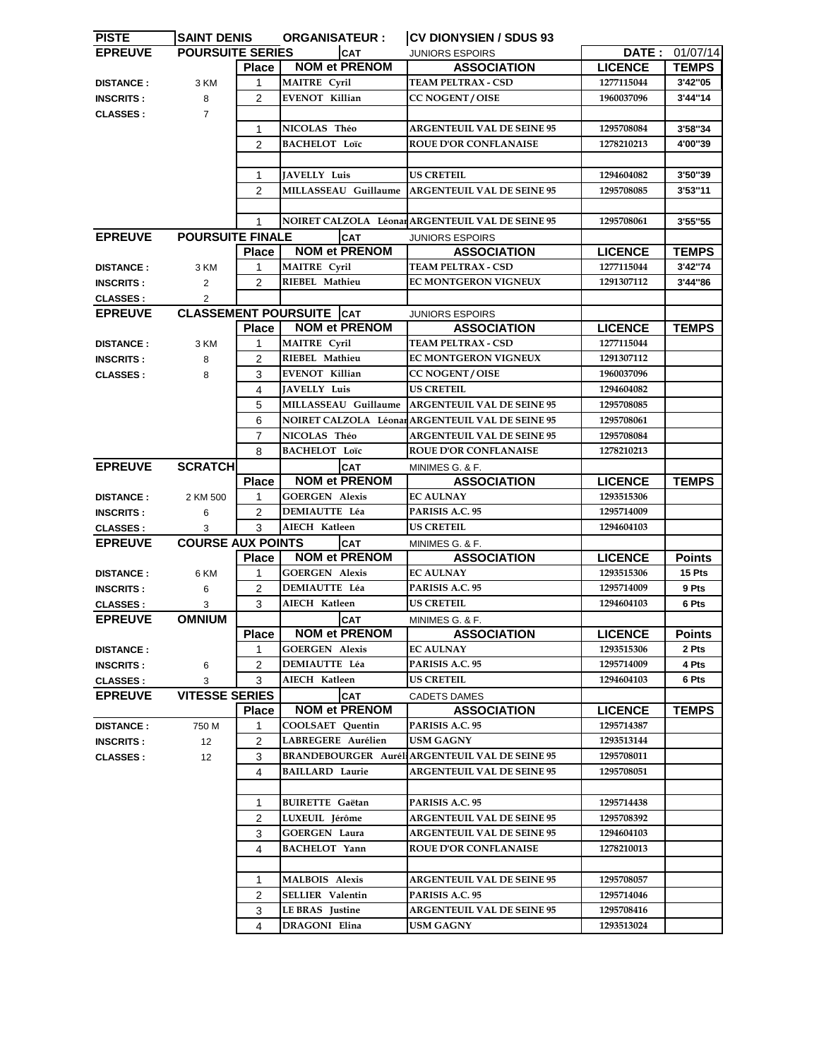| PISTE | SAINT DENIS | ORGANISATEUR : | CV DIONYSIEN / SDUS 93 | | |
|---|---|---|---|---|---|
| | | | | DATE : | 01/07/14 |

**EPREUVE : POURSUITE SERIES — CAT : JUNIORS ESPOIRS**

| | | Place | NOM et PRENOM | ASSOCIATION | LICENCE | TEMPS |
|---|---|---|---|---|---|---|
| DISTANCE : | 3 KM | 1 | MAITRE Cyril | TEAM PELTRAX - CSD | 1277115044 | 3'42"05 |
| INSCRITS : | 8 | 2 | EVENOT Killian | CC NOGENT / OISE | 1960037096 | 3'44"14 |
| CLASSES : | 7 | | | | | |
| | | 1 | NICOLAS Théo | ARGENTEUIL VAL DE SEINE 95 | 1295708084 | 3'58"34 |
| | | 2 | BACHELOT Loïc | ROUE D'OR CONFLANAISE | 1278210213 | 4'00"39 |
| | | | | | | |
| | | 1 | JAVELLY Luis | US CRETEIL | 1294604082 | 3'50"39 |
| | | 2 | MILLASSEAU Guillaume | ARGENTEUIL VAL DE SEINE 95 | 1295708085 | 3'53"11 |
| | | | | | | |
| | | 1 | NOIRET CALZOLA Léonar | ARGENTEUIL VAL DE SEINE 95 | 1295708061 | 3'55"55 |

**EPREUVE : POURSUITE FINALE — CAT : JUNIORS ESPOIRS**

| | | Place | NOM et PRENOM | ASSOCIATION | LICENCE | TEMPS |
|---|---|---|---|---|---|---|
| DISTANCE : | 3 KM | 1 | MAITRE Cyril | TEAM PELTRAX - CSD | 1277115044 | 3'42"74 |
| INSCRITS : | 2 | 2 | RIEBEL Mathieu | EC MONTGERON VIGNEUX | 1291307112 | 3'44"86 |
| CLASSES : | 2 | | | | | |

**EPREUVE : CLASSEMENT POURSUITE — CAT : JUNIORS ESPOIRS**

| | | Place | NOM et PRENOM | ASSOCIATION | LICENCE | TEMPS |
|---|---|---|---|---|---|---|
| DISTANCE : | 3 KM | 1 | MAITRE Cyril | TEAM PELTRAX - CSD | 1277115044 | |
| INSCRITS : | 8 | 2 | RIEBEL Mathieu | EC MONTGERON VIGNEUX | 1291307112 | |
| CLASSES : | 8 | 3 | EVENOT Killian | CC NOGENT / OISE | 1960037096 | |
| | | 4 | JAVELLY Luis | US CRETEIL | 1294604082 | |
| | | 5 | MILLASSEAU Guillaume | ARGENTEUIL VAL DE SEINE 95 | 1295708085 | |
| | | 6 | NOIRET CALZOLA Léonar | ARGENTEUIL VAL DE SEINE 95 | 1295708061 | |
| | | 7 | NICOLAS Théo | ARGENTEUIL VAL DE SEINE 95 | 1295708084 | |
| | | 8 | BACHELOT Loïc | ROUE D'OR CONFLANAISE | 1278210213 | |

**EPREUVE : SCRATCH — CAT : MINIMES G. & F.**

| | | Place | NOM et PRENOM | ASSOCIATION | LICENCE | TEMPS |
|---|---|---|---|---|---|---|
| DISTANCE : | 2 KM 500 | 1 | GOERGEN Alexis | EC AULNAY | 1293515306 | |
| INSCRITS : | 6 | 2 | DEMIAUTTE Léa | PARISIS A.C. 95 | 1295714009 | |
| CLASSES : | 3 | 3 | AIECH Katleen | US CRETEIL | 1294604103 | |

**EPREUVE : COURSE AUX POINTS — CAT : MINIMES G. & F.**

| | | Place | NOM et PRENOM | ASSOCIATION | LICENCE | Points |
|---|---|---|---|---|---|---|
| DISTANCE : | 6 KM | 1 | GOERGEN Alexis | EC AULNAY | 1293515306 | 15 Pts |
| INSCRITS : | 6 | 2 | DEMIAUTTE Léa | PARISIS A.C. 95 | 1295714009 | 9 Pts |
| CLASSES : | 3 | 3 | AIECH Katleen | US CRETEIL | 1294604103 | 6 Pts |

**EPREUVE : OMNIUM — CAT : MINIMES G. & F.**

| | | Place | NOM et PRENOM | ASSOCIATION | LICENCE | Points |
|---|---|---|---|---|---|---|
| DISTANCE : | | 1 | GOERGEN Alexis | EC AULNAY | 1293515306 | 2 Pts |
| INSCRITS : | 6 | 2 | DEMIAUTTE Léa | PARISIS A.C. 95 | 1295714009 | 4 Pts |
| CLASSES : | 3 | 3 | AIECH Katleen | US CRETEIL | 1294604103 | 6 Pts |

**EPREUVE : VITESSE SERIES — CAT : CADETS DAMES**

| | | Place | NOM et PRENOM | ASSOCIATION | LICENCE | TEMPS |
|---|---|---|---|---|---|---|
| DISTANCE : | 750 M | 1 | COOLSAET Quentin | PARISIS A.C. 95 | 1295714387 | |
| INSCRITS : | 12 | 2 | LABREGERE Aurélien | USM GAGNY | 1293513144 | |
| CLASSES : | 12 | 3 | BRANDEBOURGER Auréli | ARGENTEUIL VAL DE SEINE 95 | 1295708011 | |
| | | 4 | BAILLARD Laurie | ARGENTEUIL VAL DE SEINE 95 | 1295708051 | |
| | | | | | | |
| | | 1 | BUIRETTE Gaëtan | PARISIS A.C. 95 | 1295714438 | |
| | | 2 | LUXEUIL Jérôme | ARGENTEUIL VAL DE SEINE 95 | 1295708392 | |
| | | 3 | GOERGEN Laura | ARGENTEUIL VAL DE SEINE 95 | 1294604103 | |
| | | 4 | BACHELOT Yann | ROUE D'OR CONFLANAISE | 1278210013 | |
| | | | | | | |
| | | 1 | MALBOIS Alexis | ARGENTEUIL VAL DE SEINE 95 | 1295708057 | |
| | | 2 | SELLIER Valentin | PARISIS A.C. 95 | 1295714046 | |
| | | 3 | LE BRAS Justine | ARGENTEUIL VAL DE SEINE 95 | 1295708416 | |
| | | 4 | DRAGONI Elina | USM GAGNY | 1293513024 | |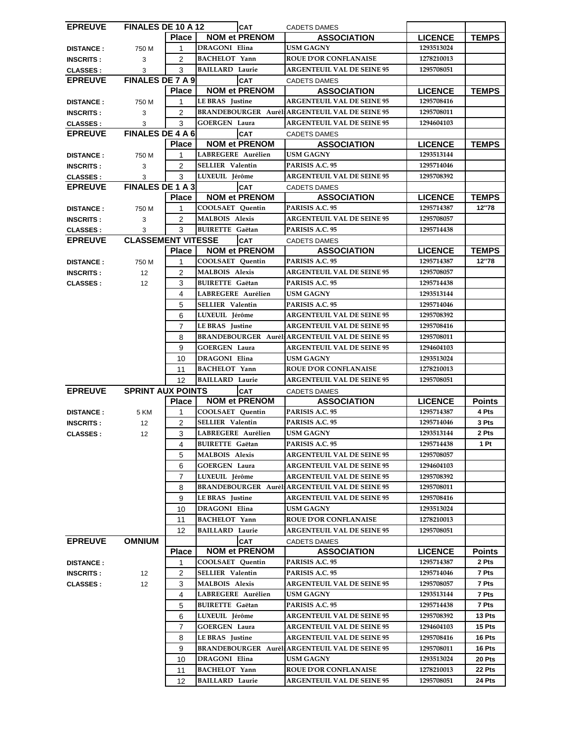| EPREUVE | FINALES DE 10 A 12 | | CAT | CADETS DAMES | | |
|---|---|---|---|---|---|---|
| | | Place | NOM et PRENOM | ASSOCIATION | LICENCE | TEMPS |
| DISTANCE : | 750 M | 1 | DRAGONI Elina | USM GAGNY | 1293513024 | |
| INSCRITS : | 3 | 2 | BACHELOT Yann | ROUE D'OR CONFLANAISE | 1278210013 | |
| CLASSES : | 3 | 3 | BAILLARD Laurie | ARGENTEUIL VAL DE SEINE 95 | 1295708051 | |

| EPREUVE | FINALES DE 7 A 9 | | CAT | CADETS DAMES | | |
|---|---|---|---|---|---|---|
| | | Place | NOM et PRENOM | ASSOCIATION | LICENCE | TEMPS |
| DISTANCE : | 750 M | 1 | LE BRAS Justine | ARGENTEUIL VAL DE SEINE 95 | 1295708416 | |
| INSCRITS : | 3 | 2 | BRANDEBOURGER Auréli | ARGENTEUIL VAL DE SEINE 95 | 1295708011 | |
| CLASSES : | 3 | 3 | GOERGEN Laura | ARGENTEUIL VAL DE SEINE 95 | 1294604103 | |

| EPREUVE | FINALES DE 4 A 6 | | CAT | CADETS DAMES | | |
|---|---|---|---|---|---|---|
| | | Place | NOM et PRENOM | ASSOCIATION | LICENCE | TEMPS |
| DISTANCE : | 750 M | 1 | LABREGERE Aurélien | USM GAGNY | 1293513144 | |
| INSCRITS : | 3 | 2 | SELLIER Valentin | PARISIS A.C. 95 | 1295714046 | |
| CLASSES : | 3 | 3 | LUXEUIL Jérôme | ARGENTEUIL VAL DE SEINE 95 | 1295708392 | |

| EPREUVE | FINALES DE 1 A 3 | | CAT | CADETS DAMES | | |
|---|---|---|---|---|---|---|
| | | Place | NOM et PRENOM | ASSOCIATION | LICENCE | TEMPS |
| DISTANCE : | 750 M | 1 | COOLSAET Quentin | PARISIS A.C. 95 | 1295714387 | 12"78 |
| INSCRITS : | 3 | 2 | MALBOIS Alexis | ARGENTEUIL VAL DE SEINE 95 | 1295708057 | |
| CLASSES : | 3 | 3 | BUIRETTE Gaëtan | PARISIS A.C. 95 | 1295714438 | |

| EPREUVE | CLASSEMENT VITESSE | | CAT | CADETS DAMES | | |
|---|---|---|---|---|---|---|
| | | Place | NOM et PRENOM | ASSOCIATION | LICENCE | TEMPS |
| DISTANCE : | 750 M | 1 | COOLSAET Quentin | PARISIS A.C. 95 | 1295714387 | 12"78 |
| INSCRITS : | 12 | 2 | MALBOIS Alexis | ARGENTEUIL VAL DE SEINE 95 | 1295708057 | |
| CLASSES : | 12 | 3 | BUIRETTE Gaëtan | PARISIS A.C. 95 | 1295714438 | |
| | | 4 | LABREGERE Aurélien | USM GAGNY | 1293513144 | |
| | | 5 | SELLIER Valentin | PARISIS A.C. 95 | 1295714046 | |
| | | 6 | LUXEUIL Jérôme | ARGENTEUIL VAL DE SEINE 95 | 1295708392 | |
| | | 7 | LE BRAS Justine | ARGENTEUIL VAL DE SEINE 95 | 1295708416 | |
| | | 8 | BRANDEBOURGER Auréli | ARGENTEUIL VAL DE SEINE 95 | 1295708011 | |
| | | 9 | GOERGEN Laura | ARGENTEUIL VAL DE SEINE 95 | 1294604103 | |
| | | 10 | DRAGONI Elina | USM GAGNY | 1293513024 | |
| | | 11 | BACHELOT Yann | ROUE D'OR CONFLANAISE | 1278210013 | |
| | | 12 | BAILLARD Laurie | ARGENTEUIL VAL DE SEINE 95 | 1295708051 | |

| EPREUVE | SPRINT AUX POINTS | | CAT | CADETS DAMES | | |
|---|---|---|---|---|---|---|
| | | Place | NOM et PRENOM | ASSOCIATION | LICENCE | Points |
| DISTANCE : | 5 KM | 1 | COOLSAET Quentin | PARISIS A.C. 95 | 1295714387 | 4 Pts |
| INSCRITS : | 12 | 2 | SELLIER Valentin | PARISIS A.C. 95 | 1295714046 | 3 Pts |
| CLASSES : | 12 | 3 | LABREGERE Aurélien | USM GAGNY | 1293513144 | 2 Pts |
| | | 4 | BUIRETTE Gaëtan | PARISIS A.C. 95 | 1295714438 | 1 Pt |
| | | 5 | MALBOIS Alexis | ARGENTEUIL VAL DE SEINE 95 | 1295708057 | |
| | | 6 | GOERGEN Laura | ARGENTEUIL VAL DE SEINE 95 | 1294604103 | |
| | | 7 | LUXEUIL Jérôme | ARGENTEUIL VAL DE SEINE 95 | 1295708392 | |
| | | 8 | BRANDEBOURGER Auréli | ARGENTEUIL VAL DE SEINE 95 | 1295708011 | |
| | | 9 | LE BRAS Justine | ARGENTEUIL VAL DE SEINE 95 | 1295708416 | |
| | | 10 | DRAGONI Elina | USM GAGNY | 1293513024 | |
| | | 11 | BACHELOT Yann | ROUE D'OR CONFLANAISE | 1278210013 | |
| | | 12 | BAILLARD Laurie | ARGENTEUIL VAL DE SEINE 95 | 1295708051 | |

| EPREUVE | OMNIUM | | CAT | CADETS DAMES | | |
|---|---|---|---|---|---|---|
| | | Place | NOM et PRENOM | ASSOCIATION | LICENCE | Points |
| DISTANCE : | | 1 | COOLSAET Quentin | PARISIS A.C. 95 | 1295714387 | 2 Pts |
| INSCRITS : | 12 | 2 | SELLIER Valentin | PARISIS A.C. 95 | 1295714046 | 7 Pts |
| CLASSES : | 12 | 3 | MALBOIS Alexis | ARGENTEUIL VAL DE SEINE 95 | 1295708057 | 7 Pts |
| | | 4 | LABREGERE Aurélien | USM GAGNY | 1293513144 | 7 Pts |
| | | 5 | BUIRETTE Gaëtan | PARISIS A.C. 95 | 1295714438 | 7 Pts |
| | | 6 | LUXEUIL Jérôme | ARGENTEUIL VAL DE SEINE 95 | 1295708392 | 13 Pts |
| | | 7 | GOERGEN Laura | ARGENTEUIL VAL DE SEINE 95 | 1294604103 | 15 Pts |
| | | 8 | LE BRAS Justine | ARGENTEUIL VAL DE SEINE 95 | 1295708416 | 16 Pts |
| | | 9 | BRANDEBOURGER Auréli | ARGENTEUIL VAL DE SEINE 95 | 1295708011 | 16 Pts |
| | | 10 | DRAGONI Elina | USM GAGNY | 1293513024 | 20 Pts |
| | | 11 | BACHELOT Yann | ROUE D'OR CONFLANAISE | 1278210013 | 22 Pts |
| | | 12 | BAILLARD Laurie | ARGENTEUIL VAL DE SEINE 95 | 1295708051 | 24 Pts |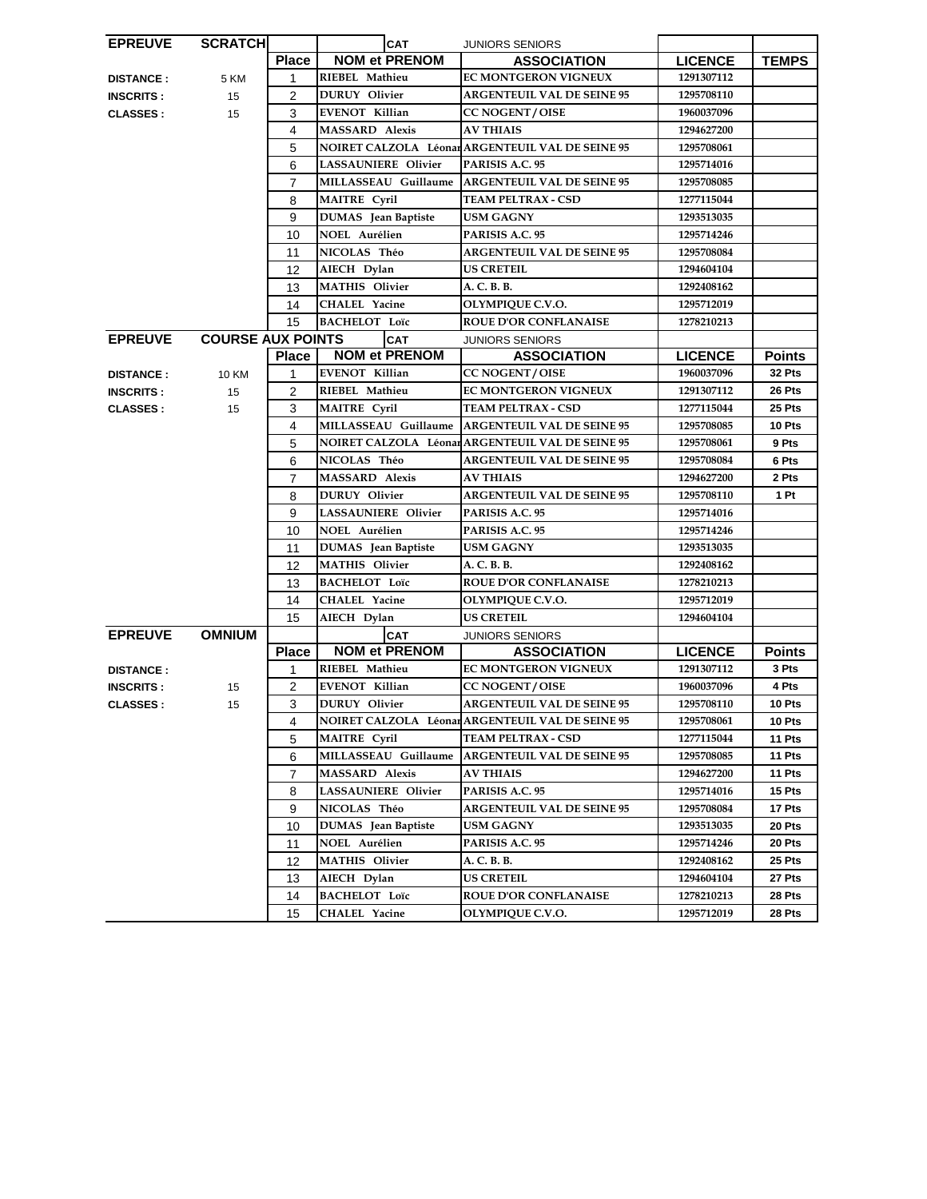| EPREUVE | SCRATCH | | CAT | JUNIORS SENIORS | | |
|---|---|---|---|---|---|---|
| | | **Place** | **NOM et PRENOM** | **ASSOCIATION** | **LICENCE** | **TEMPS** |
| **DISTANCE :** | 5 KM | 1 | RIEBEL Mathieu | EC MONTGERON VIGNEUX | 1291307112 | |
| **INSCRITS :** | 15 | 2 | DURUY Olivier | ARGENTEUIL VAL DE SEINE 95 | 1295708110 | |
| **CLASSES :** | 15 | 3 | EVENOT Killian | CC NOGENT / OISE | 1960037096 | |
| | | 4 | MASSARD Alexis | AV THIAIS | 1294627200 | |
| | | 5 | NOIRET CALZOLA Léonar | ARGENTEUIL VAL DE SEINE 95 | 1295708061 | |
| | | 6 | LASSAUNIERE Olivier | PARISIS A.C. 95 | 1295714016 | |
| | | 7 | MILLASSEAU Guillaume | ARGENTEUIL VAL DE SEINE 95 | 1295708085 | |
| | | 8 | MAITRE Cyril | TEAM PELTRAX - CSD | 1277115044 | |
| | | 9 | DUMAS Jean Baptiste | USM GAGNY | 1293513035 | |
| | | 10 | NOEL Aurélien | PARISIS A.C. 95 | 1295714246 | |
| | | 11 | NICOLAS Théo | ARGENTEUIL VAL DE SEINE 95 | 1295708084 | |
| | | 12 | AIECH Dylan | US CRETEIL | 1294604104 | |
| | | 13 | MATHIS Olivier | A. C. B. B. | 1292408162 | |
| | | 14 | CHALEL Yacine | OLYMPIQUE C.V.O. | 1295712019 | |
| | | 15 | BACHELOT Loïc | ROUE D'OR CONFLANAISE | 1278210213 | |

| EPREUVE | COURSE AUX POINTS | | CAT | JUNIORS SENIORS | | |
|---|---|---|---|---|---|---|
| | | **Place** | **NOM et PRENOM** | **ASSOCIATION** | **LICENCE** | **Points** |
| **DISTANCE :** | 10 KM | 1 | EVENOT Killian | CC NOGENT / OISE | 1960037096 | 32 Pts |
| **INSCRITS :** | 15 | 2 | RIEBEL Mathieu | EC MONTGERON VIGNEUX | 1291307112 | 26 Pts |
| **CLASSES :** | 15 | 3 | MAITRE Cyril | TEAM PELTRAX - CSD | 1277115044 | 25 Pts |
| | | 4 | MILLASSEAU Guillaume | ARGENTEUIL VAL DE SEINE 95 | 1295708085 | 10 Pts |
| | | 5 | NOIRET CALZOLA Léonar | ARGENTEUIL VAL DE SEINE 95 | 1295708061 | 9 Pts |
| | | 6 | NICOLAS Théo | ARGENTEUIL VAL DE SEINE 95 | 1295708084 | 6 Pts |
| | | 7 | MASSARD Alexis | AV THIAIS | 1294627200 | 2 Pts |
| | | 8 | DURUY Olivier | ARGENTEUIL VAL DE SEINE 95 | 1295708110 | 1 Pt |
| | | 9 | LASSAUNIERE Olivier | PARISIS A.C. 95 | 1295714016 | |
| | | 10 | NOEL Aurélien | PARISIS A.C. 95 | 1295714246 | |
| | | 11 | DUMAS Jean Baptiste | USM GAGNY | 1293513035 | |
| | | 12 | MATHIS Olivier | A. C. B. B. | 1292408162 | |
| | | 13 | BACHELOT Loïc | ROUE D'OR CONFLANAISE | 1278210213 | |
| | | 14 | CHALEL Yacine | OLYMPIQUE C.V.O. | 1295712019 | |
| | | 15 | AIECH Dylan | US CRETEIL | 1294604104 | |

| EPREUVE | OMNIUM | | CAT | JUNIORS SENIORS | | |
|---|---|---|---|---|---|---|
| | | **Place** | **NOM et PRENOM** | **ASSOCIATION** | **LICENCE** | **Points** |
| **DISTANCE :** | | 1 | RIEBEL Mathieu | EC MONTGERON VIGNEUX | 1291307112 | 3 Pts |
| **INSCRITS :** | 15 | 2 | EVENOT Killian | CC NOGENT / OISE | 1960037096 | 4 Pts |
| **CLASSES :** | 15 | 3 | DURUY Olivier | ARGENTEUIL VAL DE SEINE 95 | 1295708110 | 10 Pts |
| | | 4 | NOIRET CALZOLA Léonar | ARGENTEUIL VAL DE SEINE 95 | 1295708061 | 10 Pts |
| | | 5 | MAITRE Cyril | TEAM PELTRAX - CSD | 1277115044 | 11 Pts |
| | | 6 | MILLASSEAU Guillaume | ARGENTEUIL VAL DE SEINE 95 | 1295708085 | 11 Pts |
| | | 7 | MASSARD Alexis | AV THIAIS | 1294627200 | 11 Pts |
| | | 8 | LASSAUNIERE Olivier | PARISIS A.C. 95 | 1295714016 | 15 Pts |
| | | 9 | NICOLAS Théo | ARGENTEUIL VAL DE SEINE 95 | 1295708084 | 17 Pts |
| | | 10 | DUMAS Jean Baptiste | USM GAGNY | 1293513035 | 20 Pts |
| | | 11 | NOEL Aurélien | PARISIS A.C. 95 | 1295714246 | 20 Pts |
| | | 12 | MATHIS Olivier | A. C. B. B. | 1292408162 | 25 Pts |
| | | 13 | AIECH Dylan | US CRETEIL | 1294604104 | 27 Pts |
| | | 14 | BACHELOT Loïc | ROUE D'OR CONFLANAISE | 1278210213 | 28 Pts |
| | | 15 | CHALEL Yacine | OLYMPIQUE C.V.O. | 1295712019 | 28 Pts |